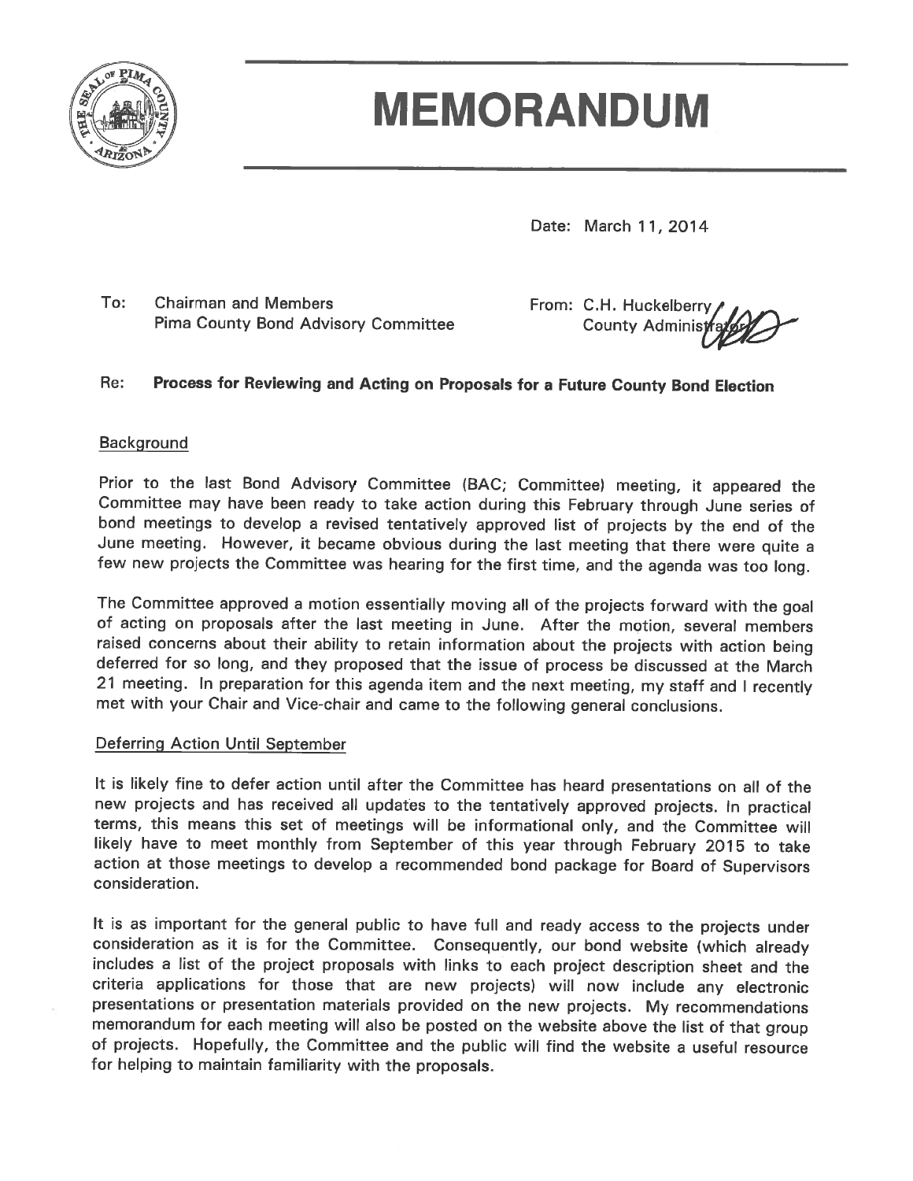# MEMORANDUM

Date: March 11, 2014

To: Chairman and Members
Pima County Bond Advisory Committee

From: C.H. Huckelberry
County Administrator

Re: **Process for Reviewing and Acting on Proposals for a Future County Bond Election**

## Background

Prior to the last Bond Advisory Committee (BAC; Committee) meeting, it appeared the Committee may have been ready to take action during this February through June series of bond meetings to develop a revised tentatively approved list of projects by the end of the June meeting. However, it became obvious during the last meeting that there were quite a few new projects the Committee was hearing for the first time, and the agenda was too long.

The Committee approved a motion essentially moving all of the projects forward with the goal of acting on proposals after the last meeting in June. After the motion, several members raised concerns about their ability to retain information about the projects with action being deferred for so long, and they proposed that the issue of process be discussed at the March 21 meeting. In preparation for this agenda item and the next meeting, my staff and I recently met with your Chair and Vice-chair and came to the following general conclusions.

## Deferring Action Until September

It is likely fine to defer action until after the Committee has heard presentations on all of the new projects and has received all updates to the tentatively approved projects. In practical terms, this means this set of meetings will be informational only, and the Committee will likely have to meet monthly from September of this year through February 2015 to take action at those meetings to develop a recommended bond package for Board of Supervisors consideration.

It is as important for the general public to have full and ready access to the projects under consideration as it is for the Committee. Consequently, our bond website (which already includes a list of the project proposals with links to each project description sheet and the criteria applications for those that are new projects) will now include any electronic presentations or presentation materials provided on the new projects. My recommendations memorandum for each meeting will also be posted on the website above the list of that group of projects. Hopefully, the Committee and the public will find the website a useful resource for helping to maintain familiarity with the proposals.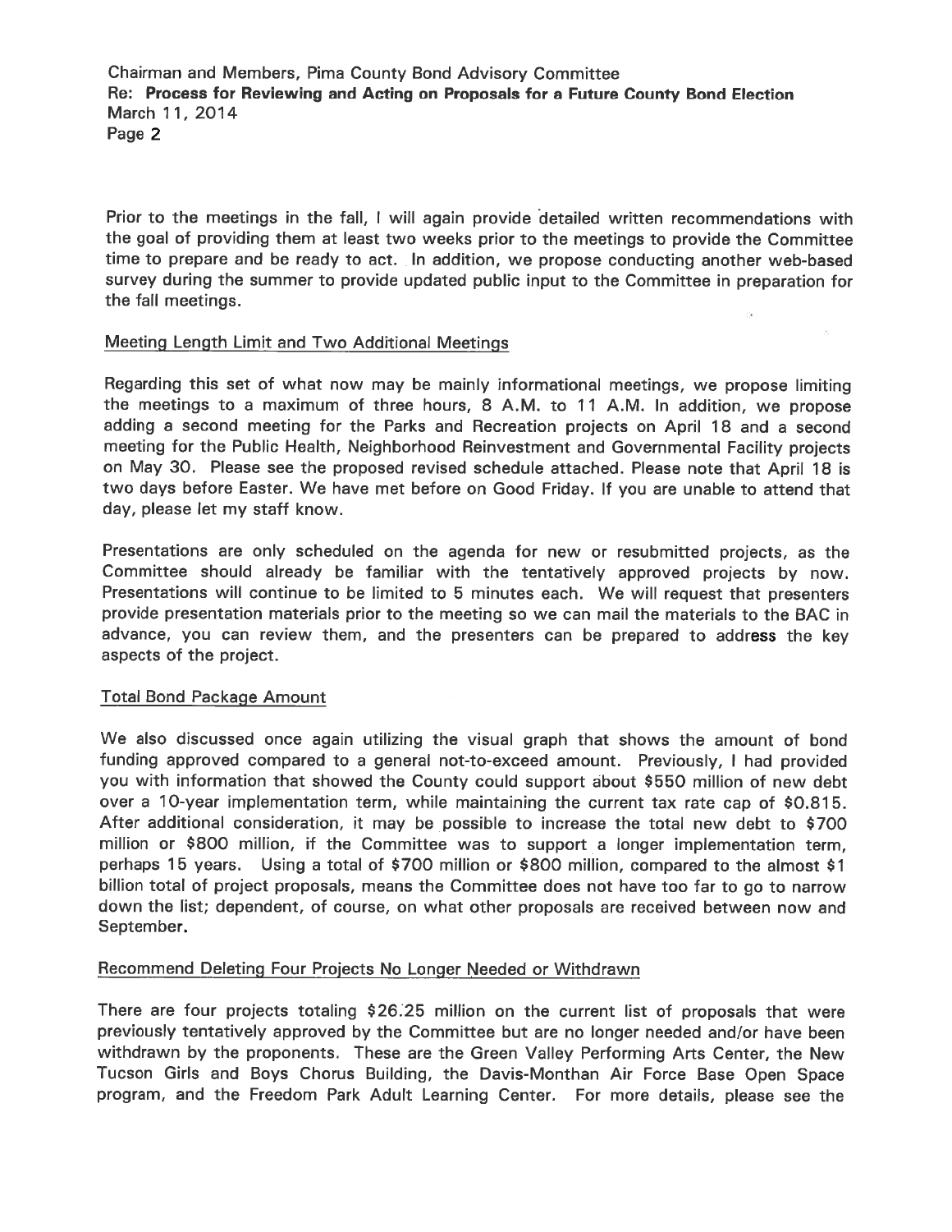Prior to the meetings in the fall, I will again provide detailed written recommendations with the goal of providing them at least two weeks prior to the meetings to provide the Committee time to prepare and be ready to act. In addition, we propose conducting another web-based survey during the summer to provide updated public input to the Committee in preparation for the fall meetings.

<u>Meeting Length Limit and Two Additional Meetings</u>

Regarding this set of what now may be mainly informational meetings, we propose limiting the meetings to a maximum of three hours, 8 A.M. to 11 A.M. In addition, we propose adding a second meeting for the Parks and Recreation projects on April 18 and a second meeting for the Public Health, Neighborhood Reinvestment and Governmental Facility projects on May 30. Please see the proposed revised schedule attached. Please note that April 18 is two days before Easter. We have met before on Good Friday. If you are unable to attend that day, please let my staff know.

Presentations are only scheduled on the agenda for new or resubmitted projects, as the Committee should already be familiar with the tentatively approved projects by now. Presentations will continue to be limited to 5 minutes each. We will request that presenters provide presentation materials prior to the meeting so we can mail the materials to the BAC in advance, you can review them, and the presenters can be prepared to address the key aspects of the project.

<u>Total Bond Package Amount</u>

We also discussed once again utilizing the visual graph that shows the amount of bond funding approved compared to a general not-to-exceed amount. Previously, I had provided you with information that showed the County could support about $550 million of new debt over a 10-year implementation term, while maintaining the current tax rate cap of $0.815. After additional consideration, it may be possible to increase the total new debt to $700 million or $800 million, if the Committee was to support a longer implementation term, perhaps 15 years. Using a total of $700 million or $800 million, compared to the almost $1 billion total of project proposals, means the Committee does not have too far to go to narrow down the list; dependent, of course, on what other proposals are received between now and September.

<u>Recommend Deleting Four Projects No Longer Needed or Withdrawn</u>

There are four projects totaling $26.25 million on the current list of proposals that were previously tentatively approved by the Committee but are no longer needed and/or have been withdrawn by the proponents. These are the Green Valley Performing Arts Center, the New Tucson Girls and Boys Chorus Building, the Davis-Monthan Air Force Base Open Space program, and the Freedom Park Adult Learning Center. For more details, please see the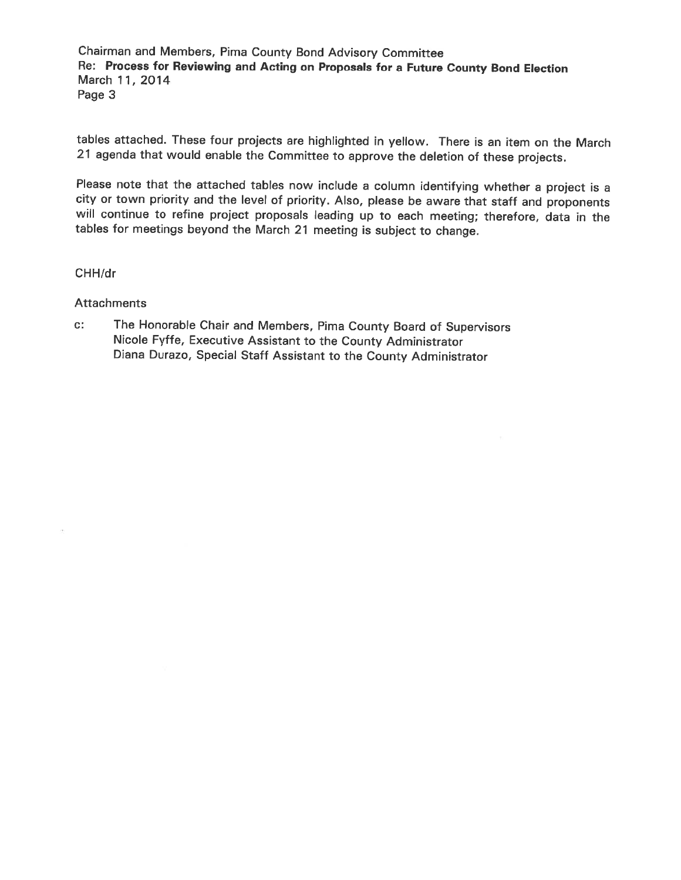tables attached. These four projects are highlighted in yellow. There is an item on the March 21 agenda that would enable the Committee to approve the deletion of these projects.

Please note that the attached tables now include a column identifying whether a project is a city or town priority and the level of priority. Also, please be aware that staff and proponents will continue to refine project proposals leading up to each meeting; therefore, data in the tables for meetings beyond the March 21 meeting is subject to change.

CHH/dr

Attachments

c: The Honorable Chair and Members, Pima County Board of Supervisors
Nicole Fyffe, Executive Assistant to the County Administrator
Diana Durazo, Special Staff Assistant to the County Administrator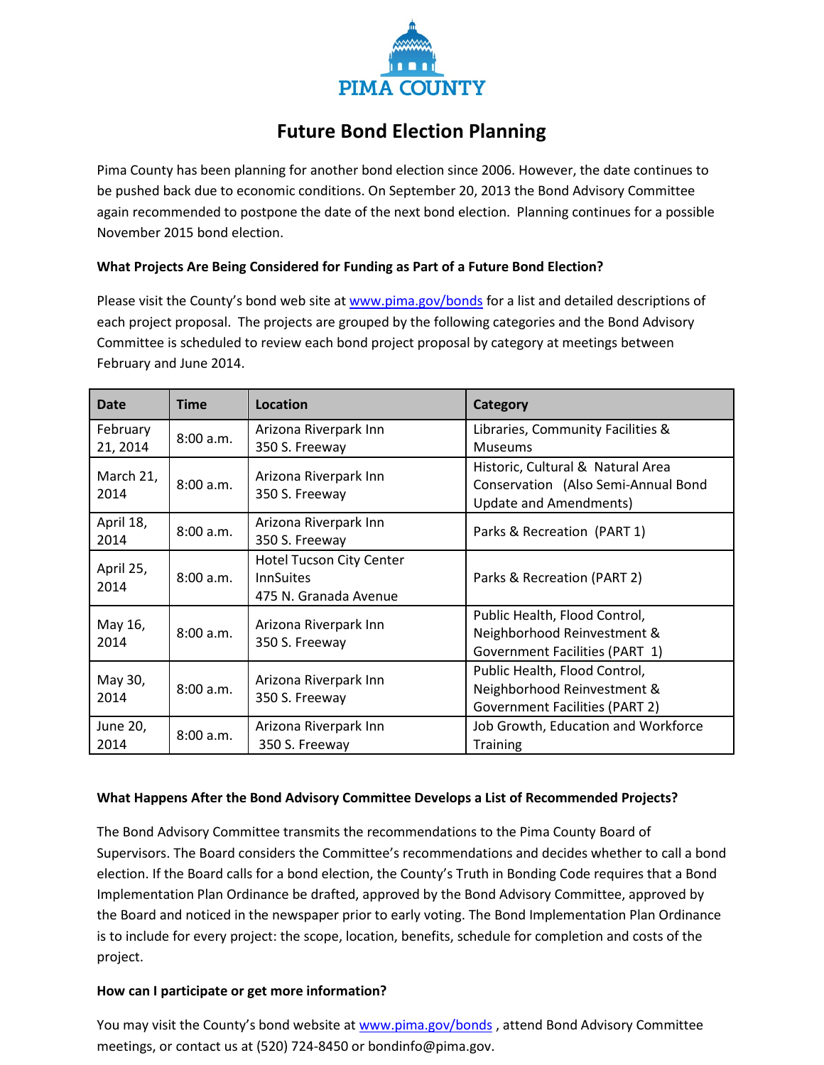PIMA COUNTY

# Future Bond Election Planning

Pima County has been planning for another bond election since 2006. However, the date continues to be pushed back due to economic conditions. On September 20, 2013 the Bond Advisory Committee again recommended to postpone the date of the next bond election. Planning continues for a possible November 2015 bond election.

**What Projects Are Being Considered for Funding as Part of a Future Bond Election?**

Please visit the County's bond web site at www.pima.gov/bonds for a list and detailed descriptions of each project proposal. The projects are grouped by the following categories and the Bond Advisory Committee is scheduled to review each bond project proposal by category at meetings between February and June 2014.

| Date | Time | Location | Category |
|---|---|---|---|
| February 21, 2014 | 8:00 a.m. | Arizona Riverpark Inn 350 S. Freeway | Libraries, Community Facilities & Museums |
| March 21, 2014 | 8:00 a.m. | Arizona Riverpark Inn 350 S. Freeway | Historic, Cultural & Natural Area Conservation (Also Semi-Annual Bond Update and Amendments) |
| April 18, 2014 | 8:00 a.m. | Arizona Riverpark Inn 350 S. Freeway | Parks & Recreation (PART 1) |
| April 25, 2014 | 8:00 a.m. | Hotel Tucson City Center InnSuites 475 N. Granada Avenue | Parks & Recreation (PART 2) |
| May 16, 2014 | 8:00 a.m. | Arizona Riverpark Inn 350 S. Freeway | Public Health, Flood Control, Neighborhood Reinvestment & Government Facilities (PART 1) |
| May 30, 2014 | 8:00 a.m. | Arizona Riverpark Inn 350 S. Freeway | Public Health, Flood Control, Neighborhood Reinvestment & Government Facilities (PART 2) |
| June 20, 2014 | 8:00 a.m. | Arizona Riverpark Inn 350 S. Freeway | Job Growth, Education and Workforce Training |

**What Happens After the Bond Advisory Committee Develops a List of Recommended Projects?**

The Bond Advisory Committee transmits the recommendations to the Pima County Board of Supervisors. The Board considers the Committee's recommendations and decides whether to call a bond election. If the Board calls for a bond election, the County's Truth in Bonding Code requires that a Bond Implementation Plan Ordinance be drafted, approved by the Bond Advisory Committee, approved by the Board and noticed in the newspaper prior to early voting. The Bond Implementation Plan Ordinance is to include for every project: the scope, location, benefits, schedule for completion and costs of the project.

**How can I participate or get more information?**

You may visit the County's bond website at www.pima.gov/bonds , attend Bond Advisory Committee meetings, or contact us at (520) 724-8450 or bondinfo@pima.gov.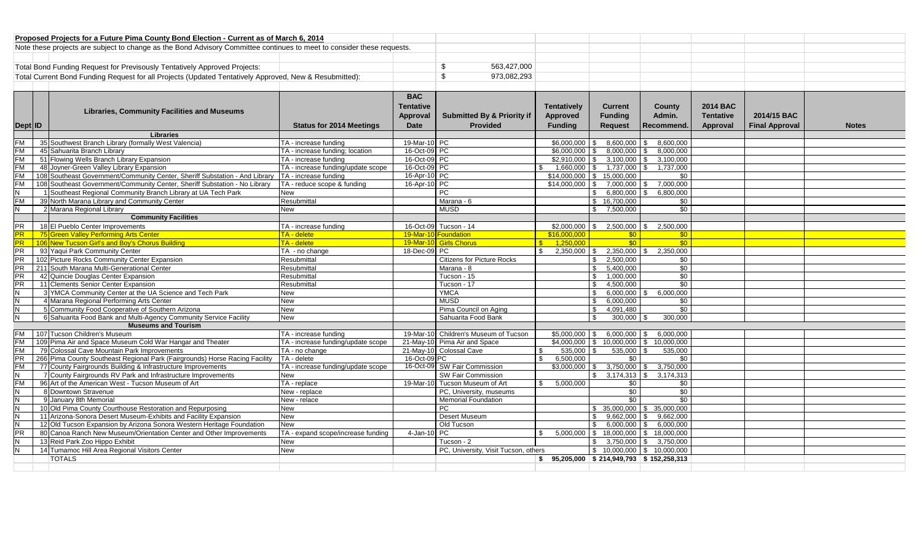**Proposed Projects for a Future Pima County Bond Election - Current as of March 6, 2014**

Note these projects are subject to change as the Bond Advisory Committee continues to meet to consider these requests.

Total Bond Funding Request for Previsously Tentatively Approved Projects: $ 563,427,000

Total Current Bond Funding Request for all Projects (Updated Tentatively Approved, New & Resubmitted): $ 973,082,293

| Dept | ID | Libraries, Community Facilities and Museums | Status for 2014 Meetings | BAC Tentative Approval Date | Submitted By & Priority if Provided | Tentatively Approved Funding | Current Funding Request | County Admin. Recommend. | 2014 BAC Tentative Approval | 2014/15 BAC Final Approval | Notes |
|---|---|---|---|---|---|---|---|---|---|---|---|
| | | **Libraries** | | | | | | | | | |
| FM | 35 | Southwest Branch Library (formally West Valencia) | TA - increase funding | 19-Mar-10 | PC | $6,000,000 | $ 8,600,000 | $ 8,600,000 | | | |
| FM | 45 | Sahuarita Branch Library | TA - increase funding; location | 16-Oct-09 | PC | $6,000,000 | $ 8,000,000 | $ 8,000,000 | | | |
| FM | 51 | Flowing Wells Branch Library Expansion | TA - increase funding | 16-Oct-09 | PC | $2,910,000 | $ 3,100,000 | $ 3,100,000 | | | |
| FM | 48 | Joyner-Green Valley Library Expansion | TA - increase funding/update scope | 16-Oct-09 | PC | $ 1,660,000 | $ 1,737,000 | $ 1,737,000 | | | |
| FM | 108 | Southeast Government/Community Center, Sheriff Substation - And Library | TA - increase funding | 16-Apr-10 | PC | $14,000,000 | $ 15,000,000 | $0 | | | |
| FM | 108 | Southeast Government/Community Center, Sheriff Substation - No Library | TA - reduce scope & funding | 16-Apr-10 | PC | $14,000,000 | $ 7,000,000 | $ 7,000,000 | | | |
| N | 1 | Southeast Regional Community Branch Library at UA Tech Park | New | | PC | | $ 6,800,000 | $ 6,800,000 | | | |
| FM | 39 | North Marana Library and Community Center | Resubmittal | | Marana - 6 | | $ 16,700,000 | $0 | | | |
| N | 2 | Marana Regional Library | New | | MUSD | | $ 7,500,000 | $0 | | | |
| | | **Community Facilities** | | | | | | | | | |
| PR | 18 | El Pueblo Center Improvements | TA - increase funding | 16-Oct-09 | Tucson - 14 | $2,000,000 | $ 2,500,000 | $ 2,500,000 | | | |
| PR | 75 | Green Valley Performing Arts Center | TA - delete | 19-Mar-10 | Foundation | $16,000,000 | $0 | $0 | | | |
| PR | 106 | New Tucson Girl's and Boy's Chorus Building | TA - delete | 19-Mar-10 | Girls Chorus | $ 1,250,000 | $0 | $0 | | | |
| PR | 93 | Yaqui Park Community Center | TA - no change | 18-Dec-09 | PC | $ 2,350,000 | $ 2,350,000 | $ 2,350,000 | | | |
| PR | 102 | Picture Rocks Community Center Expansion | Resubmittal | | Citizens for Picture Rocks | | $ 2,500,000 | $0 | | | |
| PR | 211 | South Marana Multi-Generational Center | Resubmittal | | Marana - 8 | | $ 5,400,000 | $0 | | | |
| PR | 42 | Quincie Douglas Center Expansion | Resubmittal | | Tucson - 15 | | $ 1,000,000 | $0 | | | |
| PR | 11 | Clements Senior Center Expansion | Resubmittal | | Tucson - 17 | | $ 4,500,000 | $0 | | | |
| N | 3 | YMCA Community Center at the UA Science and Tech Park | New | | YMCA | | $ 6,000,000 | $ 6,000,000 | | | |
| N | 4 | Marana Regional Performing Arts Center | New | | MUSD | | $ 6,000,000 | $0 | | | |
| N | 5 | Community Food Cooperative of Southern Arizona | New | | Pima Council on Aging | | $ 4,091,480 | $0 | | | |
| N | 6 | Sahuarita Food Bank and Multi-Agency Community Service Facility | New | | Sahuarita Food Bank | | $ 300,000 | $ 300,000 | | | |
| | | **Museums and Tourism** | | | | | | | | | |
| FM | 107 | Tucson Children's Museum | TA - increase funding | 19-Mar-10 | Children's Museum of Tucson | $5,000,000 | $ 6,000,000 | $ 6,000,000 | | | |
| FM | 109 | Pima Air and Space Museum Cold War Hangar and Theater | TA - increase funding/update scope | 21-May-10 | Pima Air and Space | $4,000,000 | $ 10,000,000 | $ 10,000,000 | | | |
| FM | 79 | Colossal Cave Mountain Park Improvements | TA - no change | 21-May-10 | Colossal Cave | $ 535,000 | $ 535,000 | $ 535,000 | | | |
| PR | 266 | Pima County Southeast Regional Park (Fairgrounds) Horse Racing Facility | TA - delete | 16-Oct-09 | PC | $ 6,500,000 | $0 | $0 | | | |
| FM | 77 | County Fairgrounds Building & Infrastructure Improvements | TA - increase funding/update scope | 16-Oct-09 | SW Fair Commission | $3,000,000 | $ 3,750,000 | $ 3,750,000 | | | |
| N | 7 | County Fairgrounds RV Park and Infrastructure Improvements | New | | SW Fair Commission | | $ 3,174,313 | $ 3,174,313 | | | |
| FM | 96 | Art of the American West - Tucson Museum of Art | TA - replace | 19-Mar-10 | Tucson Museum of Art | $ 5,000,000 | $0 | $0 | | | |
| N | 8 | Downtown Stravenue | New - replace | | PC, University, museums | | $0 | $0 | | | |
| N | 9 | January 8th Memorial | New - relace | | Memorial Foundation | | $0 | $0 | | | |
| N | 10 | Old Pima County Courthouse Restoration and Repurposing | New | | PC | | $ 35,000,000 | $ 35,000,000 | | | |
| N | 11 | Arizona-Sonora Desert Museum-Exhibits and Facility Expansion | New | | Desert Museum | | $ 9,662,000 | $ 9,662,000 | | | |
| N | 12 | Old Tucson Expansion by Arizona Sonora Western Heritage Foundation | New | | Old Tucson | | $ 6,000,000 | $ 6,000,000 | | | |
| PR | 80 | Canoa Ranch New Museum/Orientation Center and Other Improvements | TA - expand scope/increase funding | 4-Jan-10 | PC | $ 5,000,000 | $ 18,000,000 | $ 18,000,000 | | | |
| N | 13 | Reid Park Zoo Hippo Exhibit | New | | Tucson - 2 | | $ 3,750,000 | $ 3,750,000 | | | |
| N | 14 | Tumamoc Hill Area Regional Visitors Center | New | | PC, University, Visit Tucson, others | | $ 10,000,000 | $ 10,000,000 | | | |
| | | TOTALS | | | | $ 95,205,000 | $ 214,949,793 | $ 152,258,313 | | | |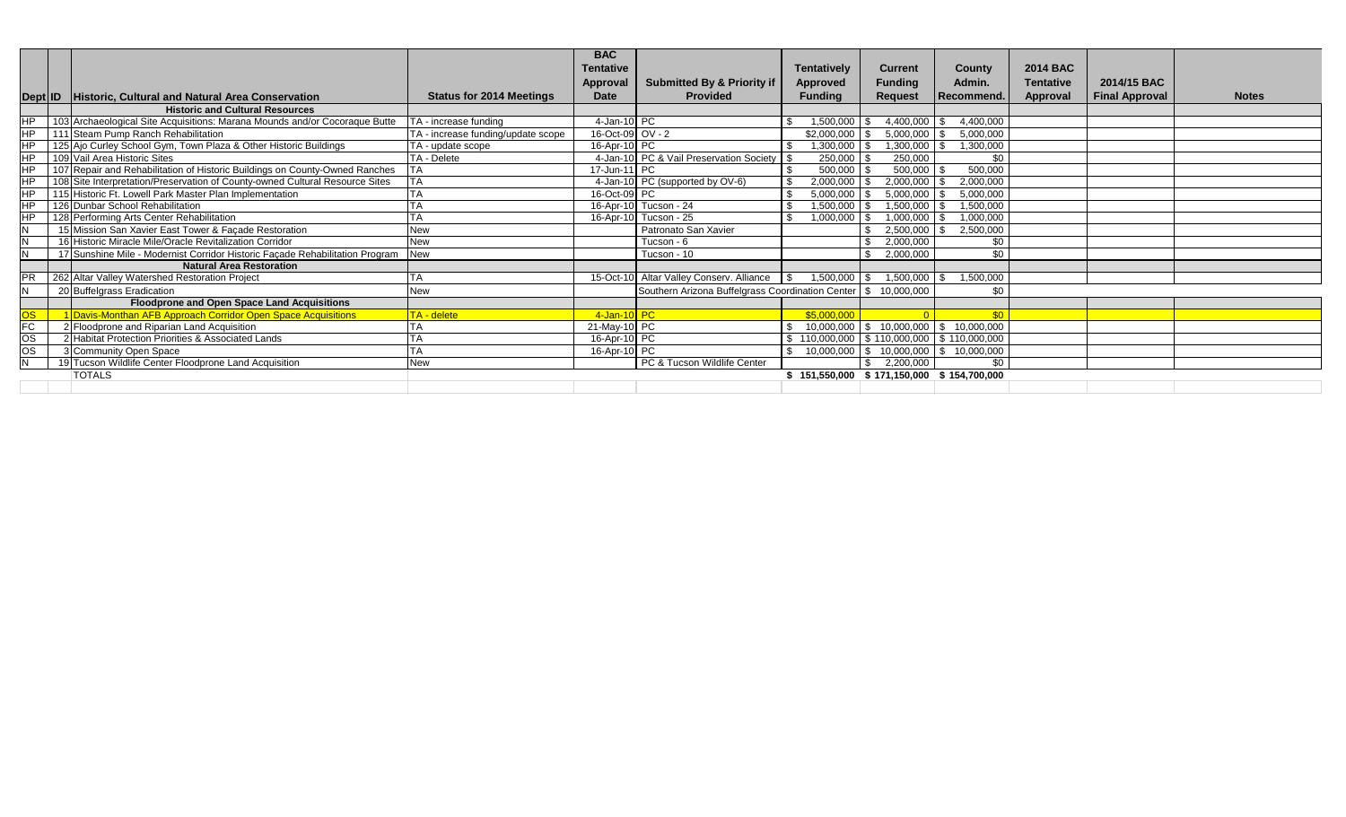| Dept | ID | Historic, Cultural and Natural Area Conservation | Status for 2014 Meetings | BAC Tentative Approval Date | Submitted By & Priority if Provided | Tentatively Approved Funding | Current Funding Request | County Admin. Recommend. | 2014 BAC Tentative Approval | 2014/15 BAC Final Approval | Notes |
|---|---|---|---|---|---|---|---|---|---|---|---|
| | | **Historic and Cultural Resources** | | | | | | | | | |
| HP | 103 | Archaeological Site Acquisitions: Marana Mounds and/or Cocoraque Butte | TA - increase funding | 4-Jan-10 | PC | $ 1,500,000 | $ 4,400,000 | $ 4,400,000 | | | |
| HP | 111 | Steam Pump Ranch Rehabilitation | TA - increase funding/update scope | 16-Oct-09 | OV - 2 | $2,000,000 | $ 5,000,000 | $ 5,000,000 | | | |
| HP | 125 | Ajo Curley School Gym, Town Plaza & Other Historic Buildings | TA - update scope | 16-Apr-10 | PC | $ 1,300,000 | $ 1,300,000 | $ 1,300,000 | | | |
| HP | 109 | Vail Area Historic Sites | TA - Delete | 4-Jan-10 | PC & Vail Preservation Society | $ 250,000 | $ 250,000 | $0 | | | |
| HP | 107 | Repair and Rehabilitation of Historic Buildings on County-Owned Ranches | TA | 17-Jun-11 | PC | $ 500,000 | $ 500,000 | $ 500,000 | | | |
| HP | 108 | Site Interpretation/Preservation of County-owned Cultural Resource Sites | TA | 4-Jan-10 | PC (supported by OV-6) | $ 2,000,000 | $ 2,000,000 | $ 2,000,000 | | | |
| HP | 115 | Historic Ft. Lowell Park Master Plan Implementation | TA | 16-Oct-09 | PC | $ 5,000,000 | $ 5,000,000 | $ 5,000,000 | | | |
| HP | 126 | Dunbar School Rehabilitation | TA | 16-Apr-10 | Tucson - 24 | $ 1,500,000 | $ 1,500,000 | $ 1,500,000 | | | |
| HP | 128 | Performing Arts Center Rehabilitation | TA | 16-Apr-10 | Tucson - 25 | $ 1,000,000 | $ 1,000,000 | $ 1,000,000 | | | |
| N | 15 | Mission San Xavier East Tower & Façade Restoration | New | | Patronato San Xavier | | $ 2,500,000 | $ 2,500,000 | | | |
| N | 16 | Historic Miracle Mile/Oracle Revitalization Corridor | New | | Tucson - 6 | | $ 2,000,000 | $0 | | | |
| N | 17 | Sunshine Mile - Modernist Corridor Historic Façade Rehabilitation Program | New | | Tucson - 10 | | $ 2,000,000 | $0 | | | |
| | | **Natural Area Restoration** | | | | | | | | | |
| PR | 262 | Altar Valley Watershed Restoration Project | TA | 15-Oct-10 | Altar Valley Conserv. Alliance | $ 1,500,000 | $ 1,500,000 | $ 1,500,000 | | | |
| N | 20 | Buffelgrass Eradication | New | | Southern Arizona Buffelgrass Coordination Center | | $ 10,000,000 | $0 | | | |
| | | **Floodprone and Open Space Land Acquisitions** | | | | | | | | | |
| OS | 1 | Davis-Monthan AFB Approach Corridor Open Space Acquisitions | TA - delete | 4-Jan-10 | PC | $5,000,000 | 0 | $0 | | | |
| FC | 2 | Floodprone and Riparian Land Acquisition | TA | 21-May-10 | PC | $ 10,000,000 | $ 10,000,000 | $ 10,000,000 | | | |
| OS | 2 | Habitat Protection Priorities & Associated Lands | TA | 16-Apr-10 | PC | $ 110,000,000 | $ 110,000,000 | $ 110,000,000 | | | |
| OS | 3 | Community Open Space | TA | 16-Apr-10 | PC | $ 10,000,000 | $ 10,000,000 | $ 10,000,000 | | | |
| N | 19 | Tucson Wildlife Center Floodprone Land Acquisition | New | | PC & Tucson Wildlife Center | | $ 2,200,000 | $0 | | | |
| | | TOTALS | | | | $ 151,550,000 | $ 171,150,000 | $ 154,700,000 | | | |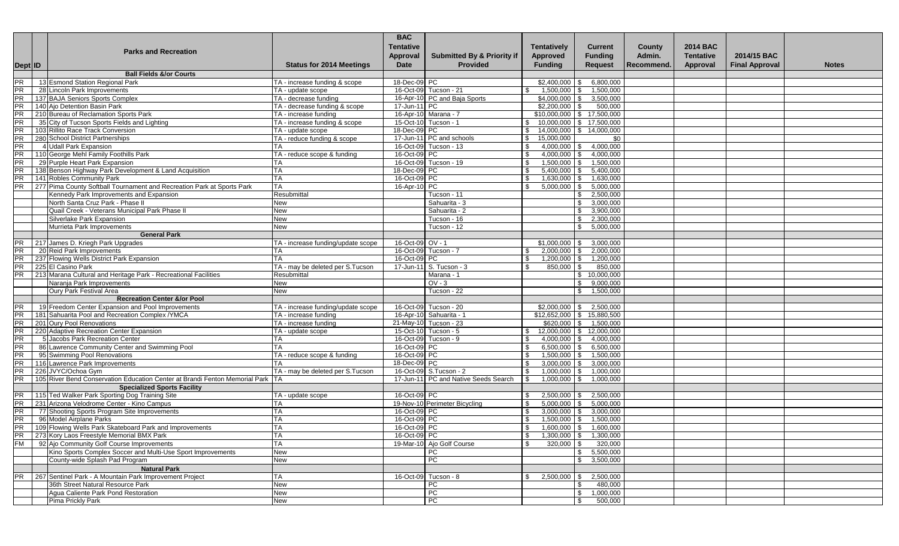| Dept | ID | Parks and Recreation | Status for 2014 Meetings | BAC Tentative Approval Date | Submitted By & Priority if Provided | Tentatively Approved Funding | Current Funding Request | County Admin. Recommend. | 2014 BAC Tentative Approval | 2014/15 BAC Final Approval | Notes |
|---|---|---|---|---|---|---|---|---|---|---|---|
| | | **Ball Fields &/or Courts** | | | | | | | | | |
| PR | 13 | Esmond Station Regional Park | TA - increase funding & scope | 18-Dec-09 | PC | $2,400,000 | $ 6,800,000 | | | | |
| PR | 28 | Lincoln Park Improvements | TA - update scope | 16-Oct-09 | Tucson - 21 | $ 1,500,000 | $ 1,500,000 | | | | |
| PR | 137 | BAJA Seniors Sports Complex | TA - decrease funding | 16-Apr-10 | PC and Baja Sports | $4,000,000 | $ 3,500,000 | | | | |
| PR | 140 | Ajo Detention Basin Park | TA - decrease funding & scope | 17-Jun-11 | PC | $2,200,000 | $ 500,000 | | | | |
| PR | 210 | Bureau of Reclamation Sports Park | TA - increase funding | 16-Apr-10 | Marana - 7 | $10,000,000 | $ 17,500,000 | | | | |
| PR | 35 | City of Tucson Sports Fields and Lighting | TA - increase funding & scope | 15-Oct-10 | Tucson - 1 | $ 10,000,000 | $ 17,500,000 | | | | |
| PR | 103 | Rillito Race Track Conversion | TA - update scope | 18-Dec-09 | PC | $ 14,000,000 | $ 14,000,000 | | | | |
| PR | 280 | School District Partnerships | TA - reduce funding & scope | 17-Jun-11 | PC and schools | $ 15,000,000 | $0 | | | | |
| PR | 4 | Udall Park Expansion | TA | 16-Oct-09 | Tucson - 13 | $ 4,000,000 | $ 4,000,000 | | | | |
| PR | 110 | George Mehl Family Foothills Park | TA - reduce scope & funding | 16-Oct-09 | PC | $ 4,000,000 | $ 4,000,000 | | | | |
| PR | 29 | Purple Heart Park Expansion | TA | 16-Oct-09 | Tucson - 19 | $ 1,500,000 | $ 1,500,000 | | | | |
| PR | 138 | Benson Highway Park Development & Land Acquisition | TA | 18-Dec-09 | PC | $ 5,400,000 | $ 5,400,000 | | | | |
| PR | 141 | Robles Community Park | TA | 16-Oct-09 | PC | $ 1,630,000 | $ 1,630,000 | | | | |
| PR | 277 | Pima County Softball Tournament and Recreation Park at Sports Park | TA | 16-Apr-10 | PC | $ 5,000,000 | $ 5,000,000 | | | | |
| | | Kennedy Park Improvements and Expansion | Resubmittal | | Tucson - 11 | | $ 2,500,000 | | | | |
| | | North Santa Cruz Park - Phase II | New | | Sahuarita - 3 | | $ 3,000,000 | | | | |
| | | Quail Creek - Veterans Municipal Park Phase II | New | | Sahuarita - 2 | | $ 3,900,000 | | | | |
| | | Silverlake Park Expansion | New | | Tucson - 16 | | $ 2,300,000 | | | | |
| | | Murrieta Park Improvements | New | | Tucson - 12 | | $ 5,000,000 | | | | |
| | | **General Park** | | | | | | | | | |
| PR | 217 | James D. Kriegh Park Upgrades | TA - increase funding/update scope | 16-Oct-09 | OV - 1 | $1,000,000 | $ 3,000,000 | | | | |
| PR | 20 | Reid Park Improvements | TA | 16-Oct-09 | Tucson - 7 | $ 2,000,000 | $ 2,000,000 | | | | |
| PR | 237 | Flowing Wells District Park Expansion | TA | 16-Oct-09 | PC | $ 1,200,000 | $ 1,200,000 | | | | |
| PR | 225 | El Casino Park | TA - may be deleted per S.Tucson | 17-Jun-11 | S. Tucson - 3 | $ 850,000 | $ 850,000 | | | | |
| PR | 213 | Marana Cultural and Heritage Park - Recreational Facilities | Resubmittal | | Marana - 1 | | $ 10,000,000 | | | | |
| | | Naranja Park Improvements | New | | OV - 3 | | $ 9,000,000 | | | | |
| | | Oury Park Festival Area | New | | Tucson - 22 | | $ 1,500,000 | | | | |
| | | **Recreation Center &/or Pool** | | | | | | | | | |
| PR | 19 | Freedom Center Expansion and Pool Improvements | TA - increase funding/update scope | 16-Oct-09 | Tucson - 20 | $2,000,000 | $ 2,500,000 | | | | |
| PR | 181 | Sahuarita Pool and Recreation Complex /YMCA | TA - increase funding | 16-Apr-10 | Sahuarita - 1 | $12,652,000 | $ 15,880,500 | | | | |
| PR | 201 | Oury Pool Renovations | TA - increase funding | 21-May-10 | Tucson - 23 | $620,000 | $ 1,500,000 | | | | |
| PR | 220 | Adaptive Recreation Center Expansion | TA - update scope | 15-Oct-10 | Tucson - 5 | $ 12,000,000 | $ 12,000,000 | | | | |
| PR | 5 | Jacobs Park Recreation Center | TA | 16-Oct-09 | Tucson - 9 | $ 4,000,000 | $ 4,000,000 | | | | |
| PR | 86 | Lawrence Community Center and Swimming Pool | TA | 16-Oct-09 | PC | $ 6,500,000 | $ 6,500,000 | | | | |
| PR | 95 | Swimming Pool Renovations | TA - reduce scope & funding | 16-Oct-09 | PC | $ 1,500,000 | $ 1,500,000 | | | | |
| PR | 116 | Lawrence Park Improvements | TA | 18-Dec-09 | PC | $ 3,000,000 | $ 3,000,000 | | | | |
| PR | 226 | JVYC/Ochoa Gym | TA - may be deleted per S.Tucson | 16-Oct-09 | S.Tucson - 2 | $ 1,000,000 | $ 1,000,000 | | | | |
| PR | 105 | River Bend Conservation Education Center at Brandi Fenton Memorial Park | TA | 17-Jun-11 | PC and Native Seeds Search | $ 1,000,000 | $ 1,000,000 | | | | |
| | | **Specialized Sports Facility** | | | | | | | | | |
| PR | 115 | Ted Walker Park Sporting Dog Training Site | TA - update scope | 16-Oct-09 | PC | $ 2,500,000 | $ 2,500,000 | | | | |
| PR | 231 | Arizona Velodrome Center - Kino Campus | TA | 19-Nov-10 | Perimeter Bicycling | $ 5,000,000 | $ 5,000,000 | | | | |
| PR | 77 | Shooting Sports Program Site Improvements | TA | 16-Oct-09 | PC | $ 3,000,000 | $ 3,000,000 | | | | |
| PR | 96 | Model Airplane Parks | TA | 16-Oct-09 | PC | $ 1,500,000 | $ 1,500,000 | | | | |
| PR | 109 | Flowing Wells Park Skateboard Park and Improvements | TA | 16-Oct-09 | PC | $ 1,600,000 | $ 1,600,000 | | | | |
| PR | 273 | Kory Laos Freestyle Memorial BMX Park | TA | 16-Oct-09 | PC | $ 1,300,000 | $ 1,300,000 | | | | |
| FM | 92 | Ajo Community Golf Course Improvements | TA | 19-Mar-10 | Ajo Golf Course | $ 320,000 | $ 320,000 | | | | |
| | | Kino Sports Complex Soccer and Multi-Use Sport Improvements | New | | PC | | $ 5,500,000 | | | | |
| | | County-wide Splash Pad Program | New | | PC | | $ 3,500,000 | | | | |
| | | **Natural Park** | | | | | | | | | |
| PR | 267 | Sentinel Park - A Mountain Park Improvement Project | TA | 16-Oct-09 | Tucson - 8 | $ 2,500,000 | $ 2,500,000 | | | | |
| | | 36th Street Natural Resource Park | New | | PC | | $ 480,000 | | | | |
| | | Agua Caliente Park Pond Restoration | New | | PC | | $ 1,000,000 | | | | |
| | | Pima Prickly Park | New | | PC | | $ 500,000 | | | | |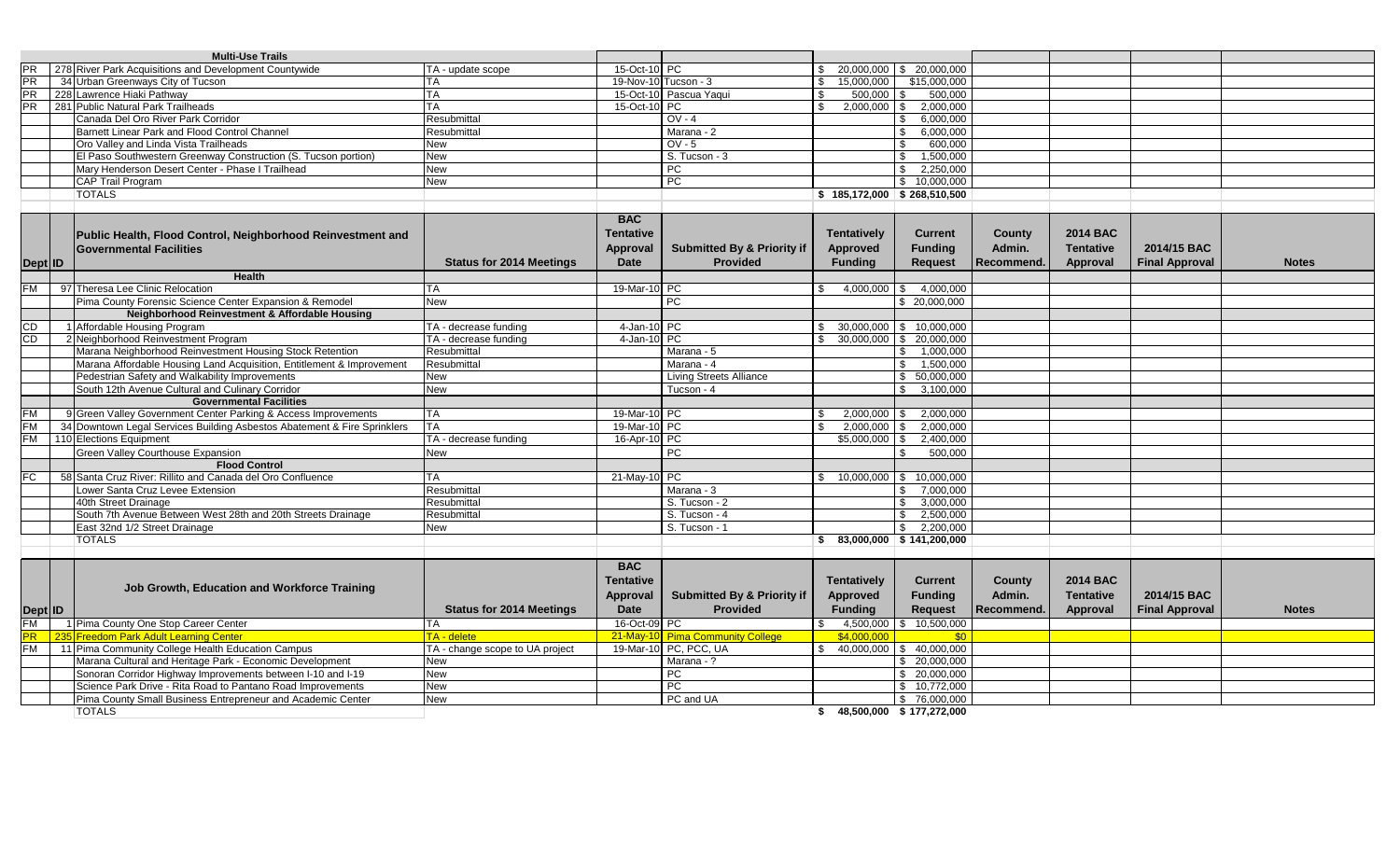| Dept | ID | Multi-Use Trails | Status for 2014 Meetings | BAC Tentative Approval Date | Submitted By & Priority if Provided | Tentatively Approved Funding | Current Funding Request | County Admin. Recommend. | 2014 BAC Tentative Approval | 2014/15 BAC Final Approval | Notes |
|---|---|---|---|---|---|---|---|---|---|---|---|
| PR | 278 | River Park Acquisitions and Development Countywide | TA - update scope | 15-Oct-10 | PC | $ 20,000,000 | $ 20,000,000 | | | | |
| PR | 34 | Urban Greenways City of Tucson | TA | 19-Nov-10 | Tucson - 3 | $ 15,000,000 | $15,000,000 | | | | |
| PR | 228 | Lawrence Hiaki Pathway | TA | 15-Oct-10 | Pascua Yaqui | $ 500,000 | $ 500,000 | | | | |
| PR | 281 | Public Natural Park Trailheads | TA | 15-Oct-10 | PC | $ 2,000,000 | $ 2,000,000 | | | | |
| | | Canada Del Oro River Park Corridor | Resubmittal | | OV - 4 | | $ 6,000,000 | | | | |
| | | Barnett Linear Park and Flood Control Channel | Resubmittal | | Marana - 2 | | $ 6,000,000 | | | | |
| | | Oro Valley and Linda Vista Trailheads | New | | OV - 5 | | $ 600,000 | | | | |
| | | El Paso Southwestern Greenway Construction (S. Tucson portion) | New | | S. Tucson - 3 | | $ 1,500,000 | | | | |
| | | Mary Henderson Desert Center - Phase I Trailhead | New | | PC | | $ 2,250,000 | | | | |
| | | CAP Trail Program | New | | PC | | $ 10,000,000 | | | | |
| | | TOTALS | | | | $ 185,172,000 | $ 268,510,500 | | | | |

| Dept | ID | Public Health, Flood Control, Neighborhood Reinvestment and Governmental Facilities | Status for 2014 Meetings | BAC Tentative Approval Date | Submitted By & Priority if Provided | Tentatively Approved Funding | Current Funding Request | County Admin. Recommend. | 2014 BAC Tentative Approval | 2014/15 BAC Final Approval | Notes |
|---|---|---|---|---|---|---|---|---|---|---|---|
| | | **Health** | | | | | | | | | |
| FM | 97 | Theresa Lee Clinic Relocation | TA | 19-Mar-10 | PC | $ 4,000,000 | $ 4,000,000 | | | | |
| | | Pima County Forensic Science Center Expansion & Remodel | New | | PC | | $ 20,000,000 | | | | |
| | | **Neighborhood Reinvestment & Affordable Housing** | | | | | | | | | |
| CD | 1 | Affordable Housing Program | TA - decrease funding | 4-Jan-10 | PC | $ 30,000,000 | $ 10,000,000 | | | | |
| CD | 2 | Neighborhood Reinvestment Program | TA - decrease funding | 4-Jan-10 | PC | $ 30,000,000 | $ 20,000,000 | | | | |
| | | Marana Neighborhood Reinvestment Housing Stock Retention | Resubmittal | | Marana - 5 | | $ 1,000,000 | | | | |
| | | Marana Affordable Housing Land Acquisition, Entitlement & Improvement | Resubmittal | | Marana - 4 | | $ 1,500,000 | | | | |
| | | Pedestrian Safety and Walkability Improvements | New | | Living Streets Alliance | | $ 50,000,000 | | | | |
| | | South 12th Avenue Cultural and Culinary Corridor | New | | Tucson - 4 | | $ 3,100,000 | | | | |
| | | **Governmental Facilities** | | | | | | | | | |
| FM | 9 | Green Valley Government Center Parking & Access Improvements | TA | 19-Mar-10 | PC | $ 2,000,000 | $ 2,000,000 | | | | |
| FM | 34 | Downtown Legal Services Building Asbestos Abatement & Fire Sprinklers | TA | 19-Mar-10 | PC | $ 2,000,000 | $ 2,000,000 | | | | |
| FM | 110 | Elections Equipment | TA - decrease funding | 16-Apr-10 | PC | $5,000,000 | $ 2,400,000 | | | | |
| | | Green Valley Courthouse Expansion | New | | PC | | $ 500,000 | | | | |
| | | **Flood Control** | | | | | | | | | |
| FC | 58 | Santa Cruz River: Rillito and Canada del Oro Confluence | TA | 21-May-10 | PC | $ 10,000,000 | $ 10,000,000 | | | | |
| | | Lower Santa Cruz Levee Extension | Resubmittal | | Marana - 3 | | $ 7,000,000 | | | | |
| | | 40th Street Drainage | Resubmittal | | S. Tucson - 2 | | $ 3,000,000 | | | | |
| | | South 7th Avenue Between West 28th and 20th Streets Drainage | Resubmittal | | S. Tucson - 4 | | $ 2,500,000 | | | | |
| | | East 32nd 1/2 Street Drainage | New | | S. Tucson - 1 | | $ 2,200,000 | | | | |
| | | TOTALS | | | | $ 83,000,000 | $ 141,200,000 | | | | |

| Dept | ID | Job Growth, Education and Workforce Training | Status for 2014 Meetings | BAC Tentative Approval Date | Submitted By & Priority if Provided | Tentatively Approved Funding | Current Funding Request | County Admin. Recommend. | 2014 BAC Tentative Approval | 2014/15 BAC Final Approval | Notes |
|---|---|---|---|---|---|---|---|---|---|---|---|
| FM | 1 | Pima County One Stop Career Center | TA | 16-Oct-09 | PC | $ 4,500,000 | $ 10,500,000 | | | | |
| PR | 235 | Freedom Park Adult Learning Center | TA - delete | 21-May-10 | Pima Community College | $4,000,000 | $0 | | | | |
| FM | 11 | Pima Community College Health Education Campus | TA - change scope to UA project | 19-Mar-10 | PC, PCC, UA | $ 40,000,000 | $ 40,000,000 | | | | |
| | | Marana Cultural and Heritage Park - Economic Development | New | | Marana - ? | | $ 20,000,000 | | | | |
| | | Sonoran Corridor Highway Improvements between I-10 and I-19 | New | | PC | | $ 20,000,000 | | | | |
| | | Science Park Drive - Rita Road to Pantano Road Improvements | New | | PC | | $ 10,772,000 | | | | |
| | | Pima County Small Business Entrepreneur and Academic Center | New | | PC and UA | | $ 76,000,000 | | | | |
| | | TOTALS | | | | $ 48,500,000 | $ 177,272,000 | | | | |